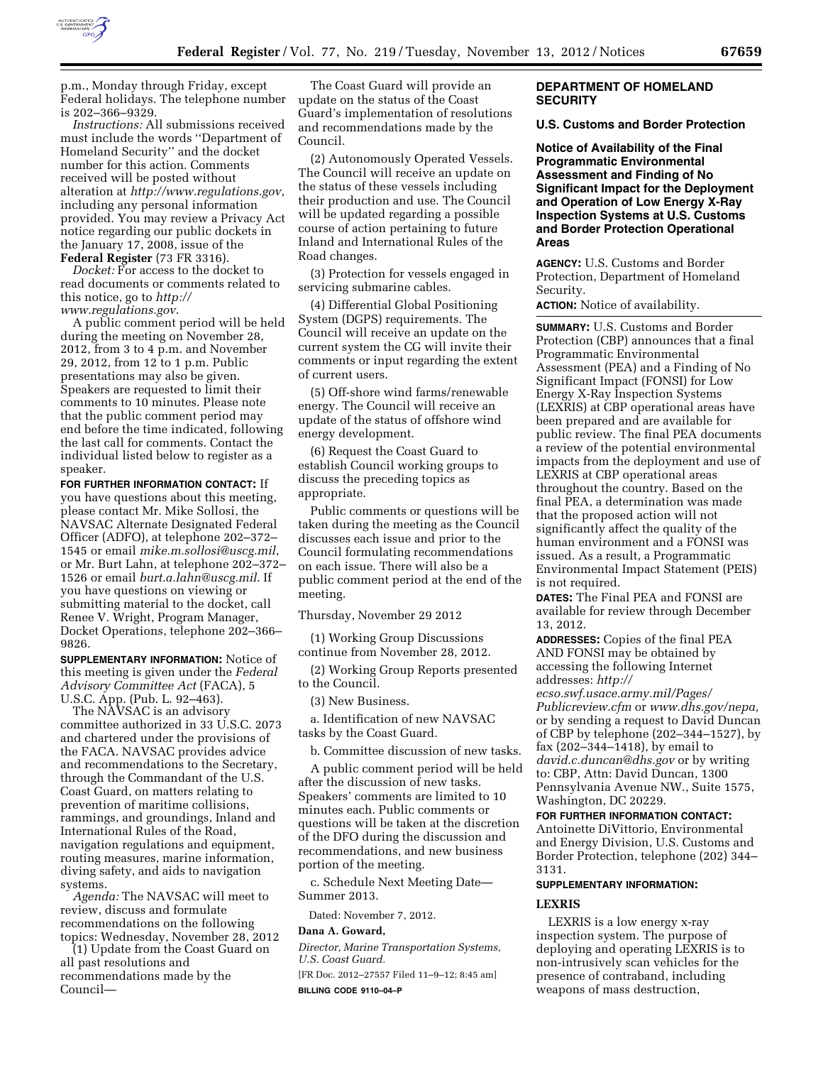p.m., Monday through Friday, except Federal holidays. The telephone number is 202–366–9329.

*Instructions:* All submissions received must include the words ''Department of Homeland Security'' and the docket number for this action. Comments received will be posted without alteration at *http://www.regulations.gov*, including any personal information provided. You may review a Privacy Act notice regarding our public dockets in the January 17, 2008, issue of the **Federal Register** (73 FR 3316).

*Docket:* For access to the docket to read documents or comments related to this notice, go to *http://www.regulations.gov*.

A public comment period will be held during the meeting on November 28, 2012, from 3 to 4 p.m. and November 29, 2012, from 12 to 1 p.m. Public presentations may also be given. Speakers are requested to limit their comments to 10 minutes. Please note that the public comment period may end before the time indicated, following the last call for comments. Contact the individual listed below to register as a speaker.

**FOR FURTHER INFORMATION CONTACT:** If you have questions about this meeting, please contact Mr. Mike Sollosi, the NAVSAC Alternate Designated Federal Officer (ADFO), at telephone 202–372–1545 or email *mike.m.sollosi@uscg.mil*, or Mr. Burt Lahn, at telephone 202–372–1526 or email *burt.a.lahn@uscg.mil*. If you have questions on viewing or submitting material to the docket, call Renee V. Wright, Program Manager, Docket Operations, telephone 202–366–9826.

**SUPPLEMENTARY INFORMATION:** Notice of this meeting is given under the *Federal Advisory Committee Act* (FACA), 5 U.S.C. App. (Pub. L. 92–463).

The NAVSAC is an advisory committee authorized in 33 U.S.C. 2073 and chartered under the provisions of the FACA. NAVSAC provides advice and recommendations to the Secretary, through the Commandant of the U.S. Coast Guard, on matters relating to prevention of maritime collisions, rammings, and groundings, Inland and International Rules of the Road, navigation regulations and equipment, routing measures, marine information, diving safety, and aids to navigation systems.

*Agenda:* The NAVSAC will meet to review, discuss and formulate recommendations on the following topics: Wednesday, November 28, 2012

(1) Update from the Coast Guard on all past resolutions and recommendations made by the Council—

The Coast Guard will provide an update on the status of the Coast Guard's implementation of resolutions and recommendations made by the Council.

(2) Autonomously Operated Vessels. The Council will receive an update on the status of these vessels including their production and use. The Council will be updated regarding a possible course of action pertaining to future Inland and International Rules of the Road changes.

(3) Protection for vessels engaged in servicing submarine cables.

(4) Differential Global Positioning System (DGPS) requirements. The Council will receive an update on the current system the CG will invite their comments or input regarding the extent of current users.

(5) Off-shore wind farms/renewable energy. The Council will receive an update of the status of offshore wind energy development.

(6) Request the Coast Guard to establish Council working groups to discuss the preceding topics as appropriate.

Public comments or questions will be taken during the meeting as the Council discusses each issue and prior to the Council formulating recommendations on each issue. There will also be a public comment period at the end of the meeting.

Thursday, November 29 2012

(1) Working Group Discussions continue from November 28, 2012.

(2) Working Group Reports presented to the Council.

(3) New Business.

a. Identification of new NAVSAC tasks by the Coast Guard.

b. Committee discussion of new tasks.

A public comment period will be held after the discussion of new tasks. Speakers' comments are limited to 10 minutes each. Public comments or questions will be taken at the discretion of the DFO during the discussion and recommendations, and new business portion of the meeting.

c. Schedule Next Meeting Date—Summer 2013.

Dated: November 7, 2012.

**Dana A. Goward,**

*Director, Marine Transportation Systems, U.S. Coast Guard.*

[FR Doc. 2012–27557 Filed 11–9–12; 8:45 am]

**BILLING CODE 9110–04–P**

## DEPARTMENT OF HOMELAND SECURITY

### U.S. Customs and Border Protection

### Notice of Availability of the Final Programmatic Environmental Assessment and Finding of No Significant Impact for the Deployment and Operation of Low Energy X-Ray Inspection Systems at U.S. Customs and Border Protection Operational Areas

**AGENCY:** U.S. Customs and Border Protection, Department of Homeland Security.

**ACTION:** Notice of availability.

**SUMMARY:** U.S. Customs and Border Protection (CBP) announces that a final Programmatic Environmental Assessment (PEA) and a Finding of No Significant Impact (FONSI) for Low Energy X-Ray Inspection Systems (LEXRIS) at CBP operational areas have been prepared and are available for public review. The final PEA documents a review of the potential environmental impacts from the deployment and use of LEXRIS at CBP operational areas throughout the country. Based on the final PEA, a determination was made that the proposed action will not significantly affect the quality of the human environment and a FONSI was issued. As a result, a Programmatic Environmental Impact Statement (PEIS) is not required.

**DATES:** The Final PEA and FONSI are available for review through December 13, 2012.

**ADDRESSES:** Copies of the final PEA AND FONSI may be obtained by accessing the following Internet addresses: *http://ecso.swf.usace.army.mil/Pages/Publicreview.cfm* or *www.dhs.gov/nepa,* or by sending a request to David Duncan of CBP by telephone (202–344–1527), by fax (202–344–1418), by email to *david.c.duncan@dhs.gov* or by writing to: CBP, Attn: David Duncan, 1300 Pennsylvania Avenue NW., Suite 1575, Washington, DC 20229.

**FOR FURTHER INFORMATION CONTACT:** Antoinette DiVittorio, Environmental and Energy Division, U.S. Customs and Border Protection, telephone (202) 344–3131.

**SUPPLEMENTARY INFORMATION:**

#### LEXRIS

LEXRIS is a low energy x-ray inspection system. The purpose of deploying and operating LEXRIS is to non-intrusively scan vehicles for the presence of contraband, including weapons of mass destruction,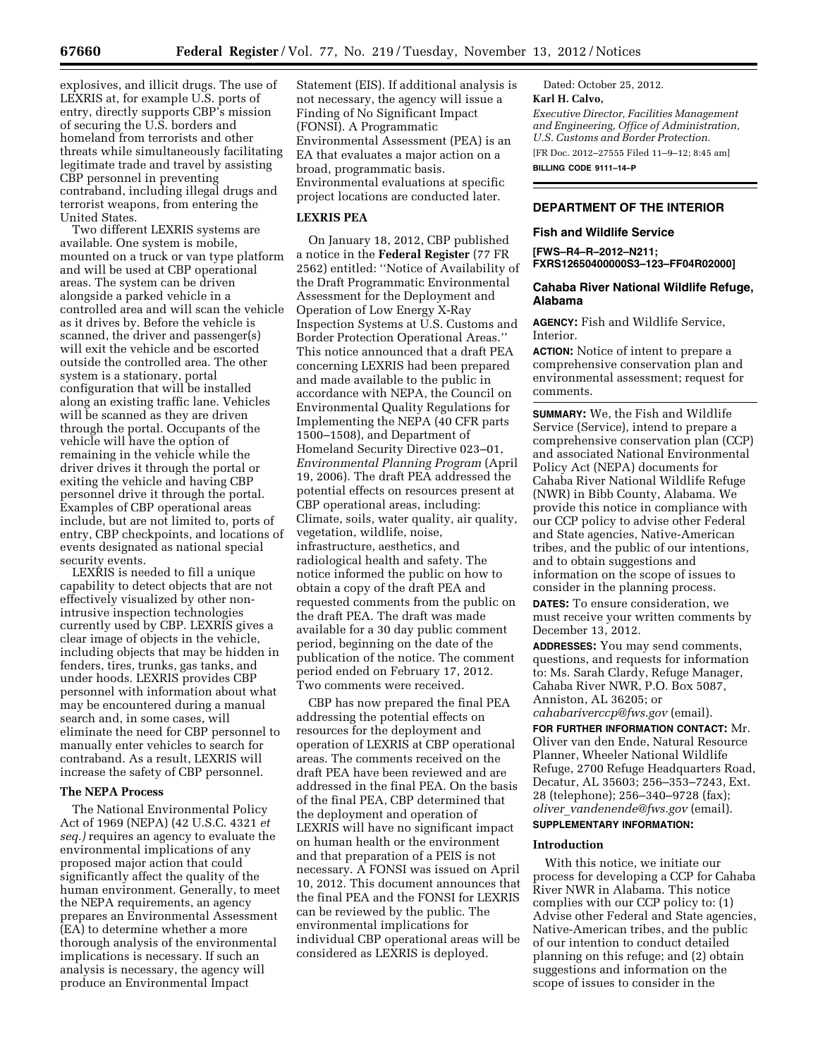explosives, and illicit drugs. The use of LEXRIS at, for example U.S. ports of entry, directly supports CBP's mission of securing the U.S. borders and homeland from terrorists and other threats while simultaneously facilitating legitimate trade and travel by assisting CBP personnel in preventing contraband, including illegal drugs and terrorist weapons, from entering the United States.

Two different LEXRIS systems are available. One system is mobile, mounted on a truck or van type platform and will be used at CBP operational areas. The system can be driven alongside a parked vehicle in a controlled area and will scan the vehicle as it drives by. Before the vehicle is scanned, the driver and passenger(s) will exit the vehicle and be escorted outside the controlled area. The other system is a stationary, portal configuration that will be installed along an existing traffic lane. Vehicles will be scanned as they are driven through the portal. Occupants of the vehicle will have the option of remaining in the vehicle while the driver drives it through the portal or exiting the vehicle and having CBP personnel drive it through the portal. Examples of CBP operational areas include, but are not limited to, ports of entry, CBP checkpoints, and locations of events designated as national special security events.

LEXRIS is needed to fill a unique capability to detect objects that are not effectively visualized by other non-intrusive inspection technologies currently used by CBP. LEXRIS gives a clear image of objects in the vehicle, including objects that may be hidden in fenders, tires, trunks, gas tanks, and under hoods. LEXRIS provides CBP personnel with information about what may be encountered during a manual search and, in some cases, will eliminate the need for CBP personnel to manually enter vehicles to search for contraband. As a result, LEXRIS will increase the safety of CBP personnel.

## The NEPA Process

The National Environmental Policy Act of 1969 (NEPA) (42 U.S.C. 4321 *et seq.)* requires an agency to evaluate the environmental implications of any proposed major action that could significantly affect the quality of the human environment. Generally, to meet the NEPA requirements, an agency prepares an Environmental Assessment (EA) to determine whether a more thorough analysis of the environmental implications is necessary. If such an analysis is necessary, the agency will produce an Environmental Impact Statement (EIS). If additional analysis is not necessary, the agency will issue a Finding of No Significant Impact (FONSI). A Programmatic Environmental Assessment (PEA) is an EA that evaluates a major action on a broad, programmatic basis. Environmental evaluations at specific project locations are conducted later.

## LEXRIS PEA

On January 18, 2012, CBP published a notice in the **Federal Register** (77 FR 2562) entitled: ''Notice of Availability of the Draft Programmatic Environmental Assessment for the Deployment and Operation of Low Energy X-Ray Inspection Systems at U.S. Customs and Border Protection Operational Areas.'' This notice announced that a draft PEA concerning LEXRIS had been prepared and made available to the public in accordance with NEPA, the Council on Environmental Quality Regulations for Implementing the NEPA (40 CFR parts 1500–1508), and Department of Homeland Security Directive 023–01, *Environmental Planning Program* (April 19, 2006). The draft PEA addressed the potential effects on resources present at CBP operational areas, including: Climate, soils, water quality, air quality, vegetation, wildlife, noise, infrastructure, aesthetics, and radiological health and safety. The notice informed the public on how to obtain a copy of the draft PEA and requested comments from the public on the draft PEA. The draft was made available for a 30 day public comment period, beginning on the date of the publication of the notice. The comment period ended on February 17, 2012. Two comments were received.

CBP has now prepared the final PEA addressing the potential effects on resources for the deployment and operation of LEXRIS at CBP operational areas. The comments received on the draft PEA have been reviewed and are addressed in the final PEA. On the basis of the final PEA, CBP determined that the deployment and operation of LEXRIS will have no significant impact on human health or the environment and that preparation of a PEIS is not necessary. A FONSI was issued on April 10, 2012. This document announces that the final PEA and the FONSI for LEXRIS can be reviewed by the public. The environmental implications for individual CBP operational areas will be considered as LEXRIS is deployed.

Dated: October 25, 2012.

**Karl H. Calvo,**

*Executive Director, Facilities Management and Engineering, Office of Administration, U.S. Customs and Border Protection.*

[FR Doc. 2012–27555 Filed 11–9–12; 8:45 am]

**BILLING CODE 9111–14–P**

# DEPARTMENT OF THE INTERIOR

## Fish and Wildlife Service

**[FWS–R4–R–2012–N211; FXRS12650400000S3–123–FF04R02000]**

## Cahaba River National Wildlife Refuge, Alabama

**AGENCY:** Fish and Wildlife Service, Interior.

**ACTION:** Notice of intent to prepare a comprehensive conservation plan and environmental assessment; request for comments.

**SUMMARY:** We, the Fish and Wildlife Service (Service), intend to prepare a comprehensive conservation plan (CCP) and associated National Environmental Policy Act (NEPA) documents for Cahaba River National Wildlife Refuge (NWR) in Bibb County, Alabama. We provide this notice in compliance with our CCP policy to advise other Federal and State agencies, Native-American tribes, and the public of our intentions, and to obtain suggestions and information on the scope of issues to consider in the planning process.

**DATES:** To ensure consideration, we must receive your written comments by December 13, 2012.

**ADDRESSES:** You may send comments, questions, and requests for information to: Ms. Sarah Clardy, Refuge Manager, Cahaba River NWR, P.O. Box 5087, Anniston, AL 36205; or *cahabariverccp@fws.gov* (email).

**FOR FURTHER INFORMATION CONTACT:** Mr. Oliver van den Ende, Natural Resource Planner, Wheeler National Wildlife Refuge, 2700 Refuge Headquarters Road, Decatur, AL 35603; 256–353–7243, Ext. 28 (telephone); 256–340–9728 (fax); *oliver_vandenende@fws.gov* (email).

**SUPPLEMENTARY INFORMATION:**

### Introduction

With this notice, we initiate our process for developing a CCP for Cahaba River NWR in Alabama. This notice complies with our CCP policy to: (1) Advise other Federal and State agencies, Native-American tribes, and the public of our intention to conduct detailed planning on this refuge; and (2) obtain suggestions and information on the scope of issues to consider in the